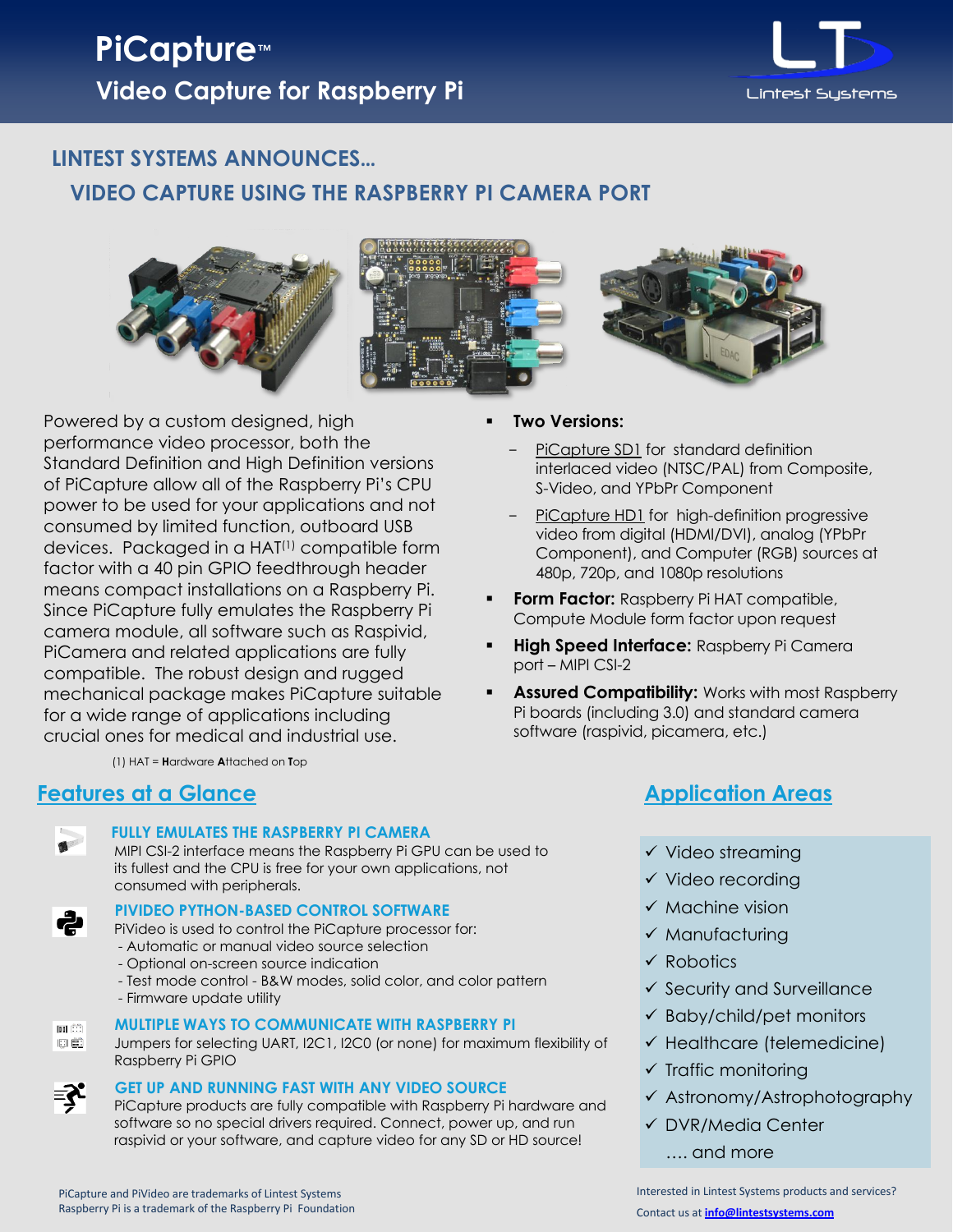# PiCapture™

## Video Capture for Raspberry Pi

Lintest Systems

## LINTEST SYSTEMS ANNOUNCES…

## VIDEO CAPTURE USING THE RASPBERRY PI CAMERA PORT

Powered by a custom designed, high performance video processor, both the Standard Definition and High Definition versions of PiCapture allow all of the Raspberry Pi's CPU power to be used for your applications and not consumed by limited function, outboard USB devices. Packaged in a HAT[(1)] compatible form factor with a 40 pin GPIO feedthrough header means compact installations on a Raspberry Pi. Since PiCapture fully emulates the Raspberry Pi camera module, all software such as Raspivid, PiCamera and related applications are fully compatible. The robust design and rugged mechanical package makes PiCapture suitable for a wide range of applications including crucial ones for medical and industrial use.

(1) HAT = **H**ardware **A**ttached on **T**op

- **Two Versions:**
  - PiCapture SD1 for standard definition interlaced video (NTSC/PAL) from Composite, S-Video, and YPbPr Component
  - PiCapture HD1 for high-definition progressive video from digital (HDMI/DVI), analog (YPbPr Component), and Computer (RGB) sources at 480p, 720p, and 1080p resolutions
- **Form Factor:** Raspberry Pi HAT compatible, Compute Module form factor upon request
- **High Speed Interface:** Raspberry Pi Camera port – MIPI CSI-2
- **Assured Compatibility:** Works with most Raspberry Pi boards (including 3.0) and standard camera software (raspivid, picamera, etc.)

## Features at a Glance

### FULLY EMULATES THE RASPBERRY PI CAMERA

MIPI CSI-2 interface means the Raspberry Pi GPU can be used to its fullest and the CPU is free for your own applications, not consumed with peripherals.

### PIVIDEO PYTHON-BASED CONTROL SOFTWARE

PiVideo is used to control the PiCapture processor for:
- Automatic or manual video source selection
- Optional on-screen source indication
- Test mode control - B&W modes, solid color, and color pattern
- Firmware update utility

### MULTIPLE WAYS TO COMMUNICATE WITH RASPBERRY PI

Jumpers for selecting UART, I2C1, I2C0 (or none) for maximum flexibility of Raspberry Pi GPIO

### GET UP AND RUNNING FAST WITH ANY VIDEO SOURCE

PiCapture products are fully compatible with Raspberry Pi hardware and software so no special drivers required. Connect, power up, and run raspivid or your software, and capture video for any SD or HD source!

## Application Areas

- ✓ Video streaming
- ✓ Video recording
- ✓ Machine vision
- ✓ Manufacturing
- ✓ Robotics
- ✓ Security and Surveillance
- ✓ Baby/child/pet monitors
- ✓ Healthcare (telemedicine)
- ✓ Traffic monitoring
- ✓ Astronomy/Astrophotography
- ✓ DVR/Media Center

…. and more

PiCapture and PiVideo are trademarks of Lintest Systems
Raspberry Pi is a trademark of the Raspberry Pi Foundation

Interested in Lintest Systems products and services?
Contact us at **info@lintestsystems.com**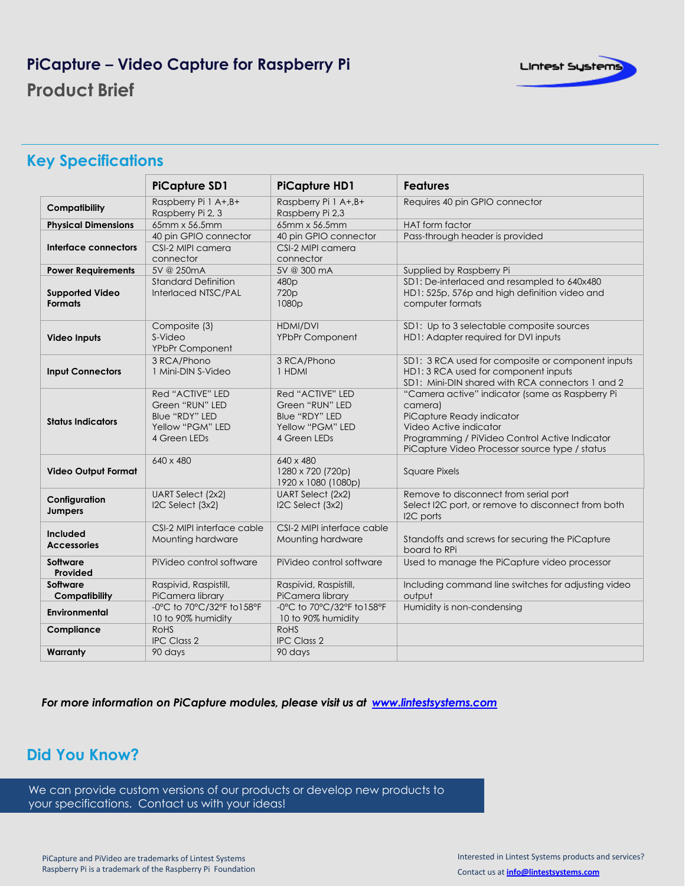# PiCapture – Video Capture for Raspberry Pi

## Product Brief

## Key Specifications

| | PiCapture SD1 | PiCapture HD1 | Features |
|---|---|---|---|
| **Compatibility** | Raspberry Pi 1 A+,B+<br>Raspberry Pi 2, 3 | Raspberry Pi 1 A+,B+<br>Raspberry Pi 2,3 | Requires 40 pin GPIO connector |
| **Physical Dimensions** | 65mm x 56.5mm | 65mm x 56.5mm | HAT form factor |
| **Interface connectors** | 40 pin GPIO connector<br>CSI-2 MIPI camera connector | 40 pin GPIO connector<br>CSI-2 MIPI camera connector | Pass-through header is provided |
| **Power Requirements** | 5V @ 250mA | 5V @ 300 mA | Supplied by Raspberry Pi |
| **Supported Video Formats** | Standard Definition<br>Interlaced NTSC/PAL | 480p<br>720p<br>1080p | SD1: De-interlaced and resampled to 640x480<br>HD1: 525p, 576p and high definition video and computer formats |
| **Video Inputs** | Composite (3)<br>S-Video<br>YPbPr Component | HDMI/DVI<br>YPbPr Component | SD1: Up to 3 selectable composite sources<br>HD1: Adapter required for DVI inputs |
| **Input Connectors** | 3 RCA/Phono<br>1 Mini-DIN S-Video | 3 RCA/Phono<br>1 HDMI | SD1: 3 RCA used for composite or component inputs<br>HD1: 3 RCA used for component inputs<br>SD1: Mini-DIN shared with RCA connectors 1 and 2 |
| **Status Indicators** | Red "ACTIVE" LED<br>Green "RUN" LED<br>Blue "RDY" LED<br>Yellow "PGM" LED<br>4 Green LEDs | Red "ACTIVE" LED<br>Green "RUN" LED<br>Blue "RDY" LED<br>Yellow "PGM" LED<br>4 Green LEDs | "Camera active" indicator (same as Raspberry Pi camera)<br>PiCapture Ready indicator<br>Video Active indicator<br>Programming / PiVideo Control Active Indicator<br>PiCapture Video Processor source type / status |
| **Video Output Format** | 640 x 480 | 640 x 480<br>1280 x 720 (720p)<br>1920 x 1080 (1080p) | Square Pixels |
| **Configuration Jumpers** | UART Select (2x2)<br>I2C Select (3x2) | UART Select (2x2)<br>I2C Select (3x2) | Remove to disconnect from serial port<br>Select I2C port, or remove to disconnect from both I2C ports |
| **Included Accessories** | CSI-2 MIPI interface cable<br>Mounting hardware | CSI-2 MIPI interface cable<br>Mounting hardware | Standoffs and screws for securing the PiCapture board to RPi |
| **Software Provided** | PiVideo control software | PiVideo control software | Used to manage the PiCapture video processor |
| **Software Compatibility** | Raspivid, Raspistill, PiCamera library | Raspivid, Raspistill, PiCamera library | Including command line switches for adjusting video output |
| **Environmental** | -0°C to 70°C/32°F to158°F<br>10 to 90% humidity | -0°C to 70°C/32°F to158°F<br>10 to 90% humidity | Humidity is non-condensing |
| **Compliance** | RoHS<br>IPC Class 2 | RoHS<br>IPC Class 2 | |
| **Warranty** | 90 days | 90 days | |

***For more information on PiCapture modules, please visit us at [www.lintestsystems.com](http://www.lintestsystems.com)***

## Did You Know?

We can provide custom versions of our products or develop new products to your specifications. Contact us with your ideas!

PiCapture and PiVideo are trademarks of Lintest Systems
Raspberry Pi is a trademark of the Raspberry Pi Foundation

Interested in Lintest Systems products and services?
Contact us at **info@lintestsystems.com**